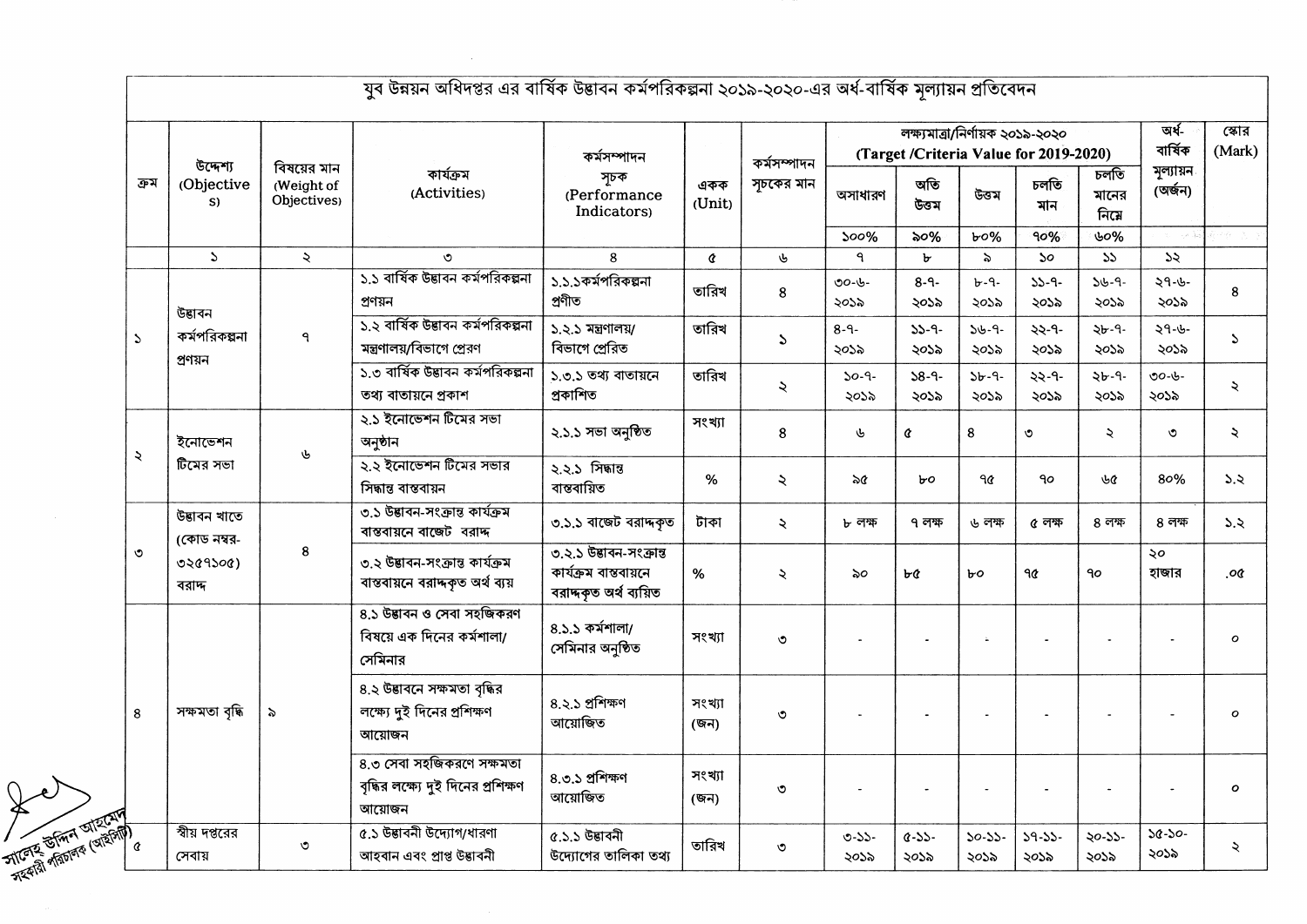# যুব উন্নয়ন অধিদপ্তর এর বার্ষিক উদ্ভাবন কর্মপরিকল্পনা ২০১৯-২০২০-এর অর্ধ-বার্ষিক মূল্যায়ন প্রতিবেদন

| ক্রম | উদ্দেশ্য (Objectives) | বিষয়ের মান (Weight of Objectives) | কার্যক্রম (Activities) | কর্মসম্পাদন সূচক (Performance Indicators) | একক (Unit) | কর্মসম্পাদন সূচকের মান | লক্ষ্যমাত্রা/নির্ণায়ক ২০১৯-২০২০ (Target /Criteria Value for 2019-2020) | | | | | অর্ধ-বার্ষিক মূল্যায়ন (অর্জন) | স্কোর (Mark) |
|---|---|---|---|---|---|---|---|---|---|---|---|---|---|
| | | | | | | | অসাধারণ | অতি উত্তম | উত্তম | চলতি মান | চলতি মানের নিম্নে | | |
| | | | | | | | ১০০% | ৯০% | ৮০% | ৭০% | ৬০% | | |
| ১ | ২ | ৩ | ৪ | ৫ | ৬ | ৭ | ৮ | ৯ | ১০ | ১১ | ১২ | | |
| ১ | উদ্ভাবন কর্মপরিকল্পনা প্রণয়ন | ৭ | ১.১ বার্ষিক উদ্ভাবন কর্মপরিকল্পনা প্রণয়ন | ১.১.১কর্মপরিকল্পনা প্রণীত | তারিখ | ৪ | ৩০-৬-২০১৯ | ৪-৭-২০১৯ | ৮-৭-২০১৯ | ১১-৭-২০১৯ | ১৬-৭-২০১৯ | ২৭-৬-২০১৯ | ৪ |
| | | | ১.২ বার্ষিক উদ্ভাবন কর্মপরিকল্পনা মন্ত্রণালয়/বিভাগে প্রেরণ | ১.২.১ মন্ত্রণালয়/ বিভাগে প্রেরিত | তারিখ | ১ | ৪-৭-২০১৯ | ১১-৭-২০১৯ | ১৬-৭-২০১৯ | ২২-৭-২০১৯ | ২৮-৭-২০১৯ | ২৭-৬-২০১৯ | ১ |
| | | | ১.৩ বার্ষিক উদ্ভাবন কর্মপরিকল্পনা তথ্য বাতায়নে প্রকাশ | ১.৩.১ তথ্য বাতায়নে প্রকাশিত | তারিখ | ২ | ১০-৭-২০১৯ | ১৪-৭-২০১৯ | ১৮-৭-২০১৯ | ২২-৭-২০১৯ | ২৮-৭-২০১৯ | ৩০-৬-২০১৯ | ২ |
| ২ | ইনোভেশন টিমের সভা | ৬ | ২.১ ইনোভেশন টিমের সভা অনুষ্ঠান | ২.১.১ সভা অনুষ্ঠিত | সংখ্যা | ৪ | ৬ | ৫ | ৪ | ৩ | ২ | ৩ | ২ |
| | | | ২.২ ইনোভেশন টিমের সভার সিদ্ধান্ত বাস্তবায়ন | ২.২.১ সিদ্ধান্ত বাস্তবায়িত | % | ২ | ৯৫ | ৮০ | ৭৫ | ৭০ | ৬৫ | ৪০% | ১.২ |
| ৩ | উদ্ভাবন খাতে (কোড নম্বর-৩২৫৭১০৫) বরাদ্দ | ৪ | ৩.১ উদ্ভাবন-সংক্রান্ত কার্যক্রম বাস্তবায়নে বাজেট বরাদ্দ | ৩.১.১ বাজেট বরাদ্দকৃত | টাকা | ২ | ৮ লক্ষ | ৭ লক্ষ | ৬ লক্ষ | ৫ লক্ষ | ৪ লক্ষ | ৪ লক্ষ | ১.২ |
| | | | ৩.২ উদ্ভাবন-সংক্রান্ত কার্যক্রম বাস্তবায়নে বরাদ্দকৃত অর্থ ব্যয় | ৩.২.১ উদ্ভাবন-সংক্রান্ত কার্যক্রম বাস্তবায়নে বরাদ্দকৃত অর্থ ব্যয়িত | % | ২ | ৯০ | ৮৫ | ৮০ | ৭৫ | ৭০ | ২০ হাজার | .০৫ |
| ৪ | সক্ষমতা বৃদ্ধি | ৯ | ৪.১ উদ্ভাবন ও সেবা সহজিকরণ বিষয়ে এক দিনের কর্মশালা/ সেমিনার | ৪.১.১ কর্মশালা/ সেমিনার অনুষ্ঠিত | সংখ্যা | ৩ | - | - | - | - | - | - | ০ |
| | | | ৪.২ উদ্ভাবনে সক্ষমতা বৃদ্ধির লক্ষ্যে দুই দিনের প্রশিক্ষণ আয়োজন | ৪.২.১ প্রশিক্ষণ আয়োজিত | সংখ্যা (জন) | ৩ | - | - | - | - | - | - | ০ |
| | | | ৪.৩ সেবা সহজিকরণে সক্ষমতা বৃদ্ধির লক্ষ্যে দুই দিনের প্রশিক্ষণ আয়োজন | ৪.৩.১ প্রশিক্ষণ আয়োজিত | সংখ্যা (জন) | ৩ | - | - | - | - | - | - | ০ |
| ৫ | স্বীয় দপ্তরের সেবায় | ৩ | ৫.১ উদ্ভাবনী উদ্যোগ/ধারণা আহবান এবং প্রাপ্ত উদ্ভাবনী | ৫.১.১ উদ্ভাবনী উদ্যোগের তালিকা তথ্য | তারিখ | ৩ | ৩-১১-২০১৯ | ৫-১১-২০১৯ | ১০-১১-২০১৯ | ১৭-১১-২০১৯ | ২০-১১-২০১৯ | ১৫-১০-২০১৯ | ২ |

সালেহ উদ্দিন আহমেদ
সহকারী পরিচালক (আইসিটি)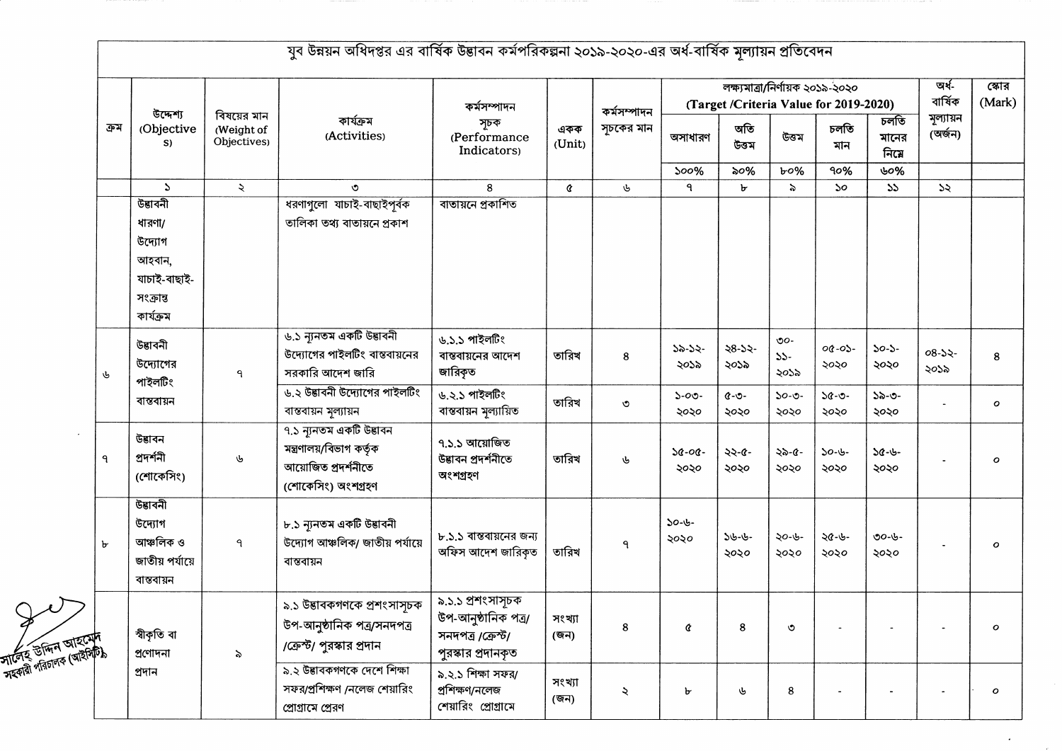# যুব উন্নয়ন অধিদপ্তর এর বার্ষিক উদ্ভাবন কর্মপরিকল্পনা ২০১৯-২০২০-এর অর্ধ-বার্ষিক মূল্যায়ন প্রতিবেদন

| ক্রম | উদ্দেশ্য (Objectives) | বিষয়ের মান (Weight of Objectives) | কার্যক্রম (Activities) | কর্মসম্পাদন সূচক (Performance Indicators) | একক (Unit) | কর্মসম্পাদন সূচকের মান | লক্ষ্যমাত্রা/নির্ণায়ক ২০১৯-২০২০ (Target /Criteria Value for 2019-2020) | | | | | অর্ধ-বার্ষিক মূল্যায়ন (অর্জন) | স্কোর (Mark) |
|---|---|---|---|---|---|---|---|---|---|---|---|---|---|
| | | | | | | | অসাধারণ | অতি উত্তম | উত্তম | চলতি মান | চলতি মানের নিম্নে | | |
| | | | | | | | ১০০% | ৯০% | ৮০% | ৭০% | ৬০% | | |
| | ১ | ২ | ৩ | ৪ | ৫ | ৬ | ৭ | ৮ | ৯ | ১০ | ১১ | ১২ | |
| | উদ্ভাবনী ধারণা/ উদ্যোগ আহবান, যাচাই-বাছাই-সংক্রান্ত কার্যক্রম | | ধরণাগুলো যাচাই-বাছাইপূর্বক তালিকা তথ্য বাতায়নে প্রকাশ | বাতায়নে প্রকাশিত | | | | | | | | | |
| ৬ | উদ্ভাবনী উদ্যোগের পাইলটিং বাস্তবায়ন | ৭ | ৬.১ ন্যূনতম একটি উদ্ভাবনী উদ্যোগের পাইলটিং বাস্তবায়নের সরকারি আদেশ জারি | ৬.১.১ পাইলটিং বাস্তবায়নের আদেশ জারিকৃত | তারিখ | ৪ | ১৯-১২-২০১৯ | ২৪-১২-২০১৯ | ৩০-১১-২০১৯ | ০৫-০১-২০২০ | ১০-১-২০২০ | ০৪-১২-২০১৯ | ৪ |
| | | | ৬.২ উদ্ভাবনী উদ্যোগের পাইলটিং বাস্তবায়ন মূল্যায়ন | ৬.২.১ পাইলটিং বাস্তবায়ন মূল্যায়িত | তারিখ | ৩ | ১-০৩-২০২০ | ৫-৩-২০২০ | ১০-৩-২০২০ | ১৫-৩-২০২০ | ১৯-৩-২০২০ | - | ০ |
| ৭ | উদ্ভাবন প্রদর্শনী (শোকেসিং) | ৬ | ৭.১ ন্যূনতম একটি উদ্ভাবন মন্ত্রণালয়/বিভাগ কর্তৃক আয়োজিত প্রদর্শনীতে (শোকেসিং) অংশগ্রহণ | ৭.১.১ আয়োজিত উদ্ভাবন প্রদর্শনীতে অংশগ্রহণ | তারিখ | ৬ | ১৫-০৫-২০২০ | ২২-৫-২০২০ | ২৯-৫-২০২০ | ১০-৬-২০২০ | ১৫-৬-২০২০ | - | ০ |
| ৮ | উদ্ভাবনী উদ্যোগ আঞ্চলিক ও জাতীয় পর্যায়ে বাস্তবায়ন | ৭ | ৮.১ ন্যূনতম একটি উদ্ভাবনী উদ্যোগ আঞ্চলিক/ জাতীয় পর্যায়ে বাস্তবায়ন | ৮.১.১ বাস্তবায়নের জন্য অফিস আদেশ জারিকৃত | তারিখ | ৭ | ১০-৬-২০২০ | ১৬-৬-২০২০ | ২০-৬-২০২০ | ২৫-৬-২০২০ | ৩০-৬-২০২০ | - | ০ |
| | স্বীকৃতি বা প্রণোদনা প্রদান | ৯ | ৯.১ উদ্ভাবকগণকে প্রশংসাসূচক উপ-আনুষ্ঠানিক পত্র/সনদপত্র /ক্রেস্ট/ পুরস্কার প্রদান | ৯.১.১ প্রশংসাসূচক উপ-আনুষ্ঠানিক পত্র/ সনদপত্র /ক্রেস্ট/ পুরস্কার প্রদানকৃত | সংখ্যা (জন) | ৪ | ৫ | ৪ | ৩ | - | - | - | ০ |
| | | | ৯.২ উদ্ভাবকগণকে দেশে শিক্ষা সফর/প্রশিক্ষণ /নলেজ শেয়ারিং প্রোগ্রামে প্রেরণ | ৯.২.১ শিক্ষা সফর/ প্রশিক্ষণ/নলেজ শেয়ারিং প্রোগ্রামে | সংখ্যা (জন) | ২ | ৮ | ৬ | ৪ | - | - | - | ০ |

সালেহ উদ্দিন আহমেদ
সহকারী পরিচালক (আইসিটি)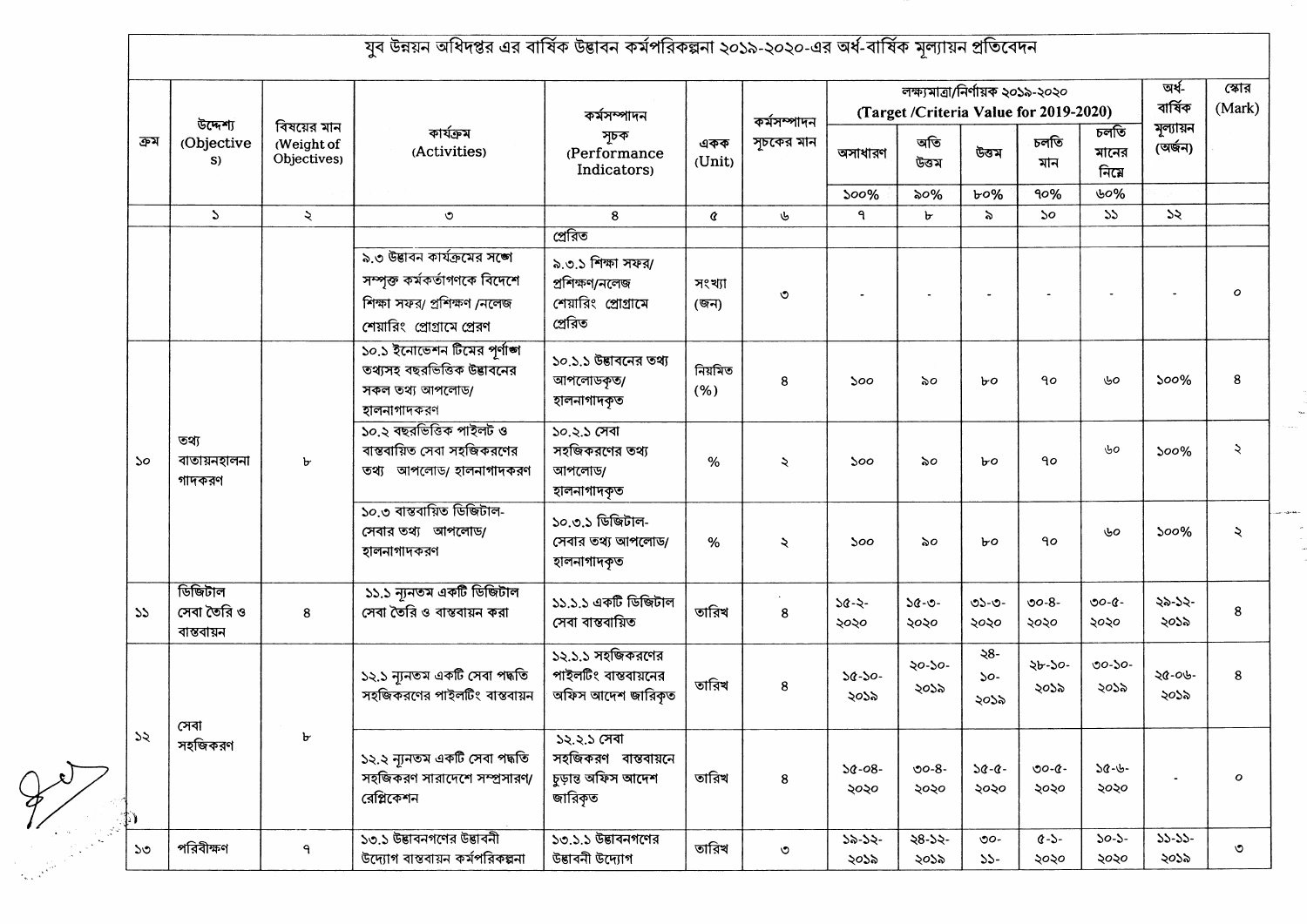# যুব উন্নয়ন অধিদপ্তর এর বার্ষিক উদ্ভাবন কর্মপরিকল্পনা ২০১৯-২০২০-এর অর্ধ-বার্ষিক মূল্যায়ন প্রতিবেদন

| ক্রম | উদ্দেশ্য (Objectives) | বিষয়ের মান (Weight of Objectives) | কার্যক্রম (Activities) | কর্মসম্পাদন সূচক (Performance Indicators) | একক (Unit) | কর্মসম্পাদন সূচকের মান | লক্ষ্যমাত্রা/নির্ণায়ক ২০১৯-২০২০ (Target /Criteria Value for 2019-2020) | | | | | অর্ধ-বার্ষিক মূল্যায়ন (অর্জন) | স্কোর (Mark) |
|---|---|---|---|---|---|---|---|---|---|---|---|---|---|
| | | | | | | | অসাধারণ | অতি উত্তম | উত্তম | চলতি মান | চলতি মানের নিম্নে | | |
| | | | | | | | ১০০% | ৯০% | ৮০% | ৭০% | ৬০% | | |
| | ১ | ২ | ৩ | ৪ | ৫ | ৬ | ৭ | ৮ | ৯ | ১০ | ১১ | ১২ | |
| | | | | প্রেরিত | | | | | | | | | |
| | | | ৯.৩ উদ্ভাবন কার্যক্রমের সঙ্গে সম্পৃক্ত কর্মকর্তাগণকে বিদেশে শিক্ষা সফর/ প্রশিক্ষণ /নলেজ শেয়ারিং প্রোগ্রামে প্রেরণ | ৯.৩.১ শিক্ষা সফর/ প্রশিক্ষণ/নলেজ শেয়ারিং প্রোগ্রামে প্রেরিত | সংখ্যা (জন) | ৩ | - | - | - | - | - | - | ০ |
| ১০ | তথ্য বাতায়নহালনাগাদকরণ | ৮ | ১০.১ ইনোভেশন টিমের পূর্ণাঙ্গ তথ্যসহ বছরভিত্তিক উদ্ভাবনের সকল তথ্য আপলোড/ হালনাগাদকরণ | ১০.১.১ উদ্ভাবনের তথ্য আপলোডকৃত/ হালনাগাদকৃত | নিয়মিত (%) | ৪ | ১০০ | ৯০ | ৮০ | ৭০ | ৬০ | ১০০% | ৪ |
| | | | ১০.২ বছরভিত্তিক পাইলট ও বাস্তবায়িত সেবা সহজিকরণের তথ্য আপলোড/ হালনাগাদকরণ | ১০.২.১ সেবা সহজিকরণের তথ্য আপলোড/ হালনাগাদকৃত | % | ২ | ১০০ | ৯০ | ৮০ | ৭০ | ৬০ | ১০০% | ২ |
| | | | ১০.৩ বাস্তবায়িত ডিজিটাল-সেবার তথ্য আপলোড/ হালনাগাদকরণ | ১০.৩.১ ডিজিটাল-সেবার তথ্য আপলোড/ হালনাগাদকৃত | % | ২ | ১০০ | ৯০ | ৮০ | ৭০ | ৬০ | ১০০% | ২ |
| ১১ | ডিজিটাল সেবা তৈরি ও বাস্তবায়ন | ৪ | ১১.১ ন্যূনতম একটি ডিজিটাল সেবা তৈরি ও বাস্তবায়ন করা | ১১.১.১ একটি ডিজিটাল সেবা বাস্তবায়িত | তারিখ | ৪ | ১৫-২-২০২০ | ১৫-৩-২০২০ | ৩১-৩-২০২০ | ৩০-৪-২০২০ | ৩০-৫-২০২০ | ২৯-১২-২০১৯ | ৪ |
| ১২ | সেবা সহজিকরণ | ৮ | ১২.১ ন্যূনতম একটি সেবা পদ্ধতি সহজিকরণের পাইলটিং বাস্তবায়ন | ১২.১.১ সহজিকরণের পাইলটিং বাস্তবায়নের অফিস আদেশ জারিকৃত | তারিখ | ৪ | ১৫-১০-২০১৯ | ২০-১০-২০১৯ | ২৪-১০-২০১৯ | ২৮-১০-২০১৯ | ৩০-১০-২০১৯ | ২৫-০৬-২০১৯ | ৪ |
| | | | ১২.২ ন্যূনতম একটি সেবা পদ্ধতি সহজিকরণ সারাদেশে সম্প্রসারণ/ রেপ্লিকেশন | ১২.২.১ সেবা সহজিকরণ বাস্তবায়নে চূড়ান্ত অফিস আদেশ জারিকৃত | তারিখ | ৪ | ১৫-০৪-২০২০ | ৩০-৪-২০২০ | ১৫-৫-২০২০ | ৩০-৫-২০২০ | ১৫-৬-২০২০ | - | ০ |
| ১৩ | পরিবীক্ষণ | ৭ | ১৩.১ উদ্ভাবনগণের উদ্ভাবনী উদ্যোগ বাস্তবায়ন কর্মপরিকল্পনা | ১৩.১.১ উদ্ভাবনগণের উদ্ভাবনী উদ্যোগ | তারিখ | ৩ | ১৯-১২-২০১৯ | ২৪-১২-২০১৯ | ৩০-১১- | ৫-১-২০২০ | ১০-১-২০২০ | ১১-১১-২০১৯ | ৩ |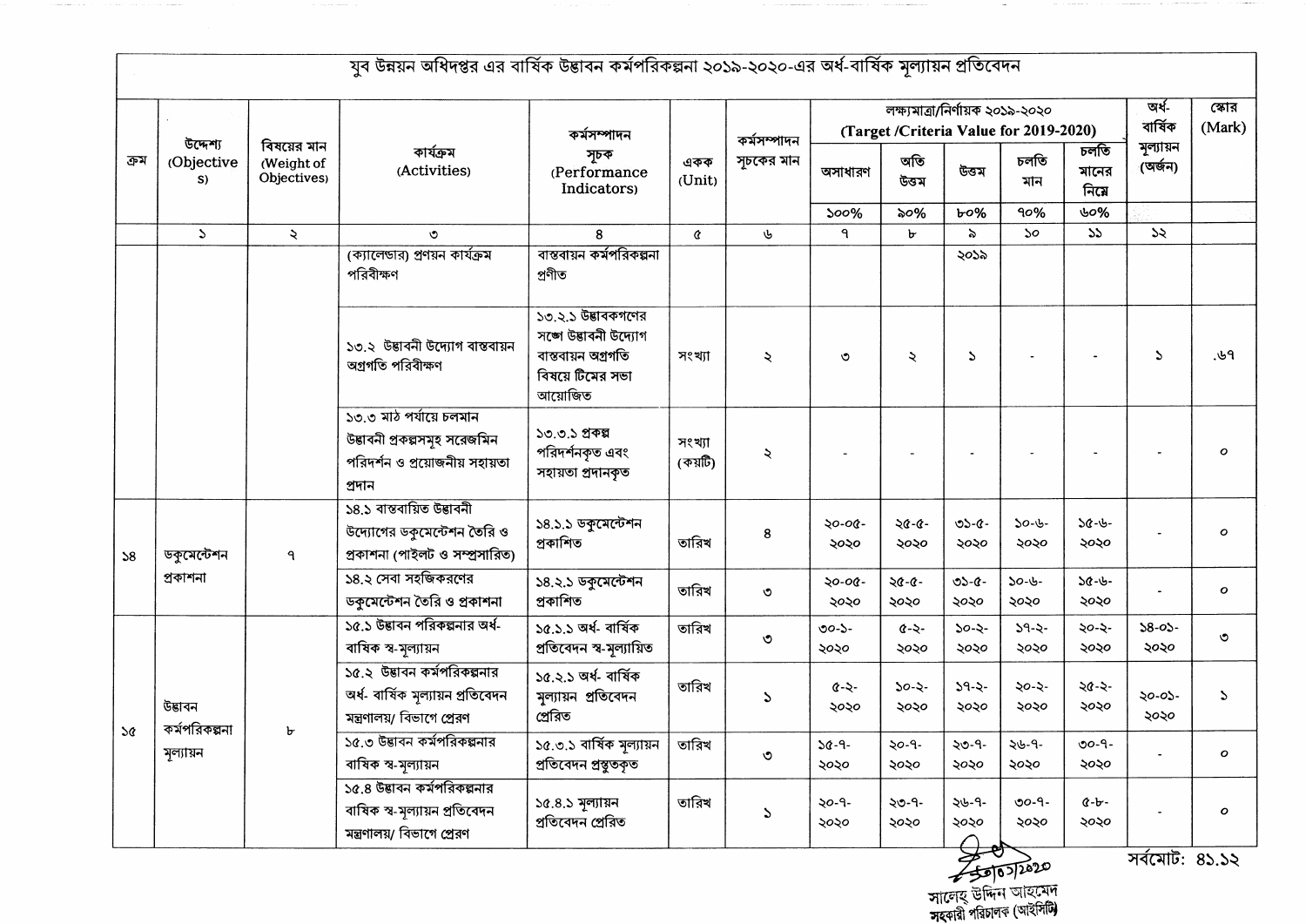# যুব উন্নয়ন অধিদপ্তর এর বার্ষিক উদ্ভাবন কর্মপরিকল্পনা ২০১৯-২০২০-এর অর্ধ-বার্ষিক মূল্যায়ন প্রতিবেদন

| ক্রম | উদ্দেশ্য (Objectives) | বিষয়ের মান (Weight of Objectives) | কার্যক্রম (Activities) | কর্মসম্পাদন সূচক (Performance Indicators) | একক (Unit) | কর্মসম্পাদন সূচকের মান | লক্ষ্যমাত্রা/নির্ণায়ক ২০১৯-২০২০ (Target /Criteria Value for 2019-2020) | | | | | অর্ধ-বার্ষিক মূল্যায়ন (অর্জন) | স্কোর (Mark) |
|---|---|---|---|---|---|---|---|---|---|---|---|---|---|
| | | | | | | | অসাধারণ | অতি উত্তম | উত্তম | চলতি মান | চলতি মানের নিম্নে | | |
| | | | | | | | ১০০% | ৯০% | ৮০% | ৭০% | ৬০% | | |
| ১ | ২ | ৩ | ৪ | ৫ | ৬ | ৭ | ৮ | ৯ | ১০ | ১১ | ১২ | | |
| | | | (ক্যালেন্ডার) প্রণয়ন কার্যক্রম পরিবীক্ষণ | বাস্তবায়ন কর্মপরিকল্পনা প্রণীত | | | | | ২০১৯ | | | | |
| | | | ১৩.২ উদ্ভাবনী উদ্যোগ বাস্তবায়ন অগ্রগতি পরিবীক্ষণ | ১৩.২.১ উদ্ভাবকগণের সঙ্গে উদ্ভাবনী উদ্যোগ বাস্তবায়ন অগ্রগতি বিষয়ে টিমের সভা আয়োজিত | সংখ্যা | ২ | ৩ | ২ | ১ | - | - | ১ | .৬৭ |
| | | | ১৩.৩ মাঠ পর্যায়ে চলমান উদ্ভাবনী প্রকল্পসমূহ সরেজমিন পরিদর্শন ও প্রয়োজনীয় সহায়তা প্রদান | ১৩.৩.১ প্রকল্প পরিদর্শনকৃত এবং সহায়তা প্রদানকৃত | সংখ্যা (কয়টি) | ২ | - | - | - | - | - | - | ০ |
| ১৪ | ডকুমেন্টেশন প্রকাশনা | ৭ | ১৪.১ বাস্তবায়িত উদ্ভাবনী উদ্যোগের ডকুমেন্টেশন তৈরি ও প্রকাশনা (পাইলট ও সম্প্রসারিত) | ১৪.১.১ ডকুমেন্টেশন প্রকাশিত | তারিখ | ৪ | ২০-০৫-২০২০ | ২৫-৫-২০২০ | ৩১-৫-২০২০ | ১০-৬-২০২০ | ১৫-৬-২০২০ | - | ০ |
| | | | ১৪.২ সেবা সহজিকরণের ডকুমেন্টেশন তৈরি ও প্রকাশনা | ১৪.২.১ ডকুমেন্টেশন প্রকাশিত | তারিখ | ৩ | ২০-০৫-২০২০ | ২৫-৫-২০২০ | ৩১-৫-২০২০ | ১০-৬-২০২০ | ১৫-৬-২০২০ | - | ০ |
| ১৫ | উদ্ভাবন কর্মপরিকল্পনা মূল্যায়ন | ৮ | ১৫.১ উদ্ভাবন পরিকল্পনার অর্ধ-বার্ষিক স্ব-মূল্যায়ন | ১৫.১.১ অর্ধ- বার্ষিক প্রতিবেদন স্ব-মূল্যায়িত | তারিখ | ৩ | ৩০-১-২০২০ | ৫-২-২০২০ | ১০-২-২০২০ | ১৭-২-২০২০ | ২০-২-২০২০ | ১৪-০১-২০২০ | ৩ |
| | | | ১৫.২ উদ্ভাবন কর্মপরিকল্পনার অর্ধ- বার্ষিক মূল্যায়ন প্রতিবেদন মন্ত্রণালয়/ বিভাগে প্রেরণ | ১৫.২.১ অর্ধ- বার্ষিক মূল্যায়ন প্রতিবেদন প্রেরিত | তারিখ | ১ | ৫-২-২০২০ | ১০-২-২০২০ | ১৭-২-২০২০ | ২০-২-২০২০ | ২৫-২-২০২০ | ২০-০১-২০২০ | ১ |
| | | | ১৫.৩ উদ্ভাবন কর্মপরিকল্পনার বার্ষিক স্ব-মূল্যায়ন | ১৫.৩.১ বার্ষিক মূল্যায়ন প্রতিবেদন প্রস্তুতকৃত | তারিখ | ৩ | ১৫-৭-২০২০ | ২০-৭-২০২০ | ২৩-৭-২০২০ | ২৬-৭-২০২০ | ৩০-৭-২০২০ | - | ০ |
| | | | ১৫.৪ উদ্ভাবন কর্মপরিকল্পনার বার্ষিক স্ব-মূল্যায়ন প্রতিবেদন মন্ত্রণালয়/ বিভাগে প্রেরণ | ১৫.৪.১ মূল্যায়ন প্রতিবেদন প্রেরিত | তারিখ | ১ | ২০-৭-২০২০ | ২৩-৭-২০২০ | ২৬-৭-২০২০ | ৩০-৭-২০২০ | ৫-৮-২০২০ | - | ০ |

সর্বমোট: ৪১.১২

১৫/০১/২০২০

সালেহ উদ্দিন আহমেদ
সহকারী পরিচালক (আইসিটি)